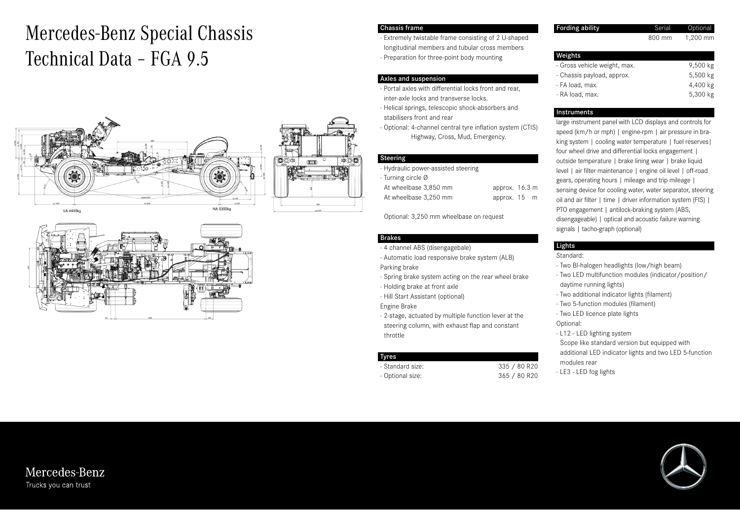# Mercedes-Benz Special Chassis Technical Data – FGA 9.5

## Chassis frame

- Extremely twistable frame consisting of 2 U-shaped longitudinal members and tubular cross members
- Preparation for three-point body mounting

## Axles and suspension

- Portal axles with differential locks front and rear, inter-axle locks and transverse locks.
- Helical springs, telescopic shock-absorbers and stabilisers front and rear
- Optional: 4-channel central tyre inflation system (CTIS) Highway, Cross, Mud, Emergency.

## Steering

- Hydraulic power-assisted steering
- Turning circle Ø

| | |
|---|---|
| At wheelbase 3,850 mm | approx. 16.3 m |
| At wheelbase 3,250 mm | approx. 15 m |

Optional: 3,250 mm wheelbase on request

## Brakes

- 4 channel ABS (disengagebale)
- Automatic load responsive brake system (ALB)

Parking brake

- Spring brake system acting on the rear wheel brake
- Holding brake at front axle
- Hill Start Assistant (optional)

Engine Brake

- 2-stage, actuated by multiple function lever at the steering column, with exhaust flap and constant throttle

## Tyres

| | |
|---|---|
| Standard size: | 335 / 80 R20 |
| Optional size: | 365 / 80 R20 |

## Fording ability

| Serial | Optional |
|---|---|
| 800 mm | 1,200 mm |

## Weights

| | |
|---|---|
| Gross vehicle weight, max. | 9,500 kg |
| Chassis payload, approx. | 5,500 kg |
| FA load, max. | 4,400 kg |
| RA load, max. | 5,300 kg |

## Instruments

large instrument panel with LCD displays and controls for speed (km/h or mph) | engine-rpm | air pressure in braking system | cooling water temperature | fuel reserves| four wheel drive and differential locks engagement | outside temperature | brake lining wear | brake liquid level | air filter maintenance | engine oil level | off-road gears, operating hours | mileage and trip mileage | sensing device for cooling water, water separator, steering oil and air filter | time | driver information system (FIS) | PTO engagement | antilock-braking system (ABS, disengageable) | optical and acoustic failure warning signals | tacho-graph (optional)

## Lights

Standard:

- Two BI-halogen headlights (low/high beam)
- Two LED multifunction modules (indicator/position/daytime running lights)
- Two additional indicator lights (filament)
- Two 5-function modules (filament)
- Two LED licence plate lights

Optional:

- L12 - LED lighting system
  Scope like standard version but equipped with additional LED indicator lights and two LED 5-function modules rear
- LE3 - LED fog lights

Mercedes-Benz
Trucks you can trust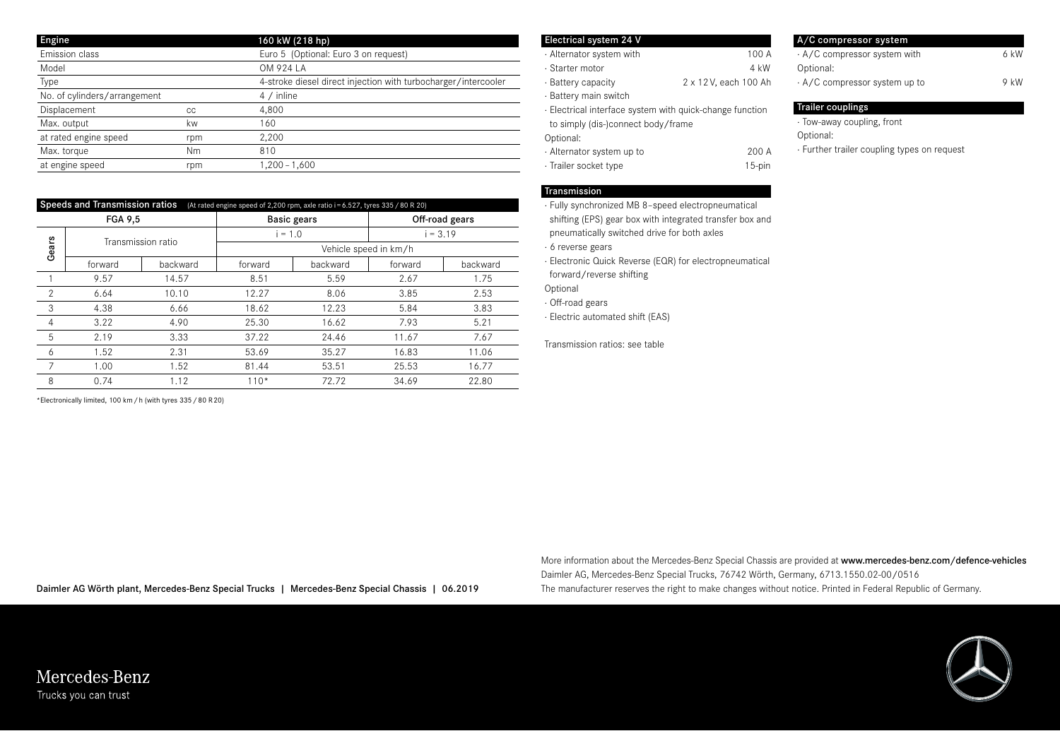| Engine | | 160 kW (218 hp) |
|---|---|---|
| Emission class | | Euro 5 (Optional: Euro 3 on request) |
| Model | | OM 924 LA |
| Type | | 4-stroke diesel direct injection with turbocharger/intercooler |
| No. of cylinders/arrangement | | 4 / inline |
| Displacement | cc | 4,800 |
| Max. output | kw | 160 |
| at rated engine speed | rpm | 2,200 |
| Max. torque | Nm | 810 |
| at engine speed | rpm | 1,200 – 1,600 |

**Speeds and Transmission ratios** (At rated engine speed of 2,200 rpm, axle ratio i = 6.527, tyres 335 / 80 R 20)

| | FGA 9,5 | | Basic gears | | Off-road gears | |
|---|---|---|---|---|---|---|
| Gears | Transmission ratio | | i = 1.0 | | i = 3.19 | |
| | | | Vehicle speed in km/h | | | |
| | forward | backward | forward | backward | forward | backward |
| 1 | 9.57 | 14.57 | 8.51 | 5.59 | 2.67 | 1.75 |
| 2 | 6.64 | 10.10 | 12.27 | 8.06 | 3.85 | 2.53 |
| 3 | 4.38 | 6.66 | 18.62 | 12.23 | 5.84 | 3.83 |
| 4 | 3.22 | 4.90 | 25.30 | 16.62 | 7.93 | 5.21 |
| 5 | 2.19 | 3.33 | 37.22 | 24.46 | 11.67 | 7.67 |
| 6 | 1.52 | 2.31 | 53.69 | 35.27 | 16.83 | 11.06 |
| 7 | 1.00 | 1.52 | 81.44 | 53.51 | 25.53 | 16.77 |
| 8 | 0.74 | 1.12 | 110* | 72.72 | 34.69 | 22.80 |

*Electronically limited, 100 km / h (with tyres 335 / 80 R 20)

## Electrical system 24 V

- Alternator system with 100 A
- Starter motor 4 kW
- Battery capacity 2 x 12 V, each 100 Ah
- Battery main switch
- Electrical interface system with quick-change function to simply (dis-)connect body/frame

Optional:

- Alternator system up to 200 A
- Trailer socket type 15-pin

## Transmission

- Fully synchronized MB 8–speed electropneumatical shifting (EPS) gear box with integrated transfer box and pneumatically switched drive for both axles
- 6 reverse gears
- Electronic Quick Reverse (EQR) for electropneumatical forward/reverse shifting

Optional

- Off-road gears
- Electric automated shift (EAS)

Transmission ratios: see table

## A/C compressor system

- A/C compressor system with 6 kW

Optional:

- A/C compressor system up to 9 kW

## Trailer couplings

- Tow-away coupling, front

Optional:

- Further trailer coupling types on request

Daimler AG Wörth plant, Mercedes-Benz Special Trucks | Mercedes-Benz Special Chassis | 06.2019

More information about the Mercedes-Benz Special Chassis are provided at **www.mercedes-benz.com/defence-vehicles**
Daimler AG, Mercedes-Benz Special Trucks, 76742 Wörth, Germany, 6713.1550.02-00/0516
The manufacturer reserves the right to make changes without notice. Printed in Federal Republic of Germany.

Mercedes-Benz
Trucks you can trust